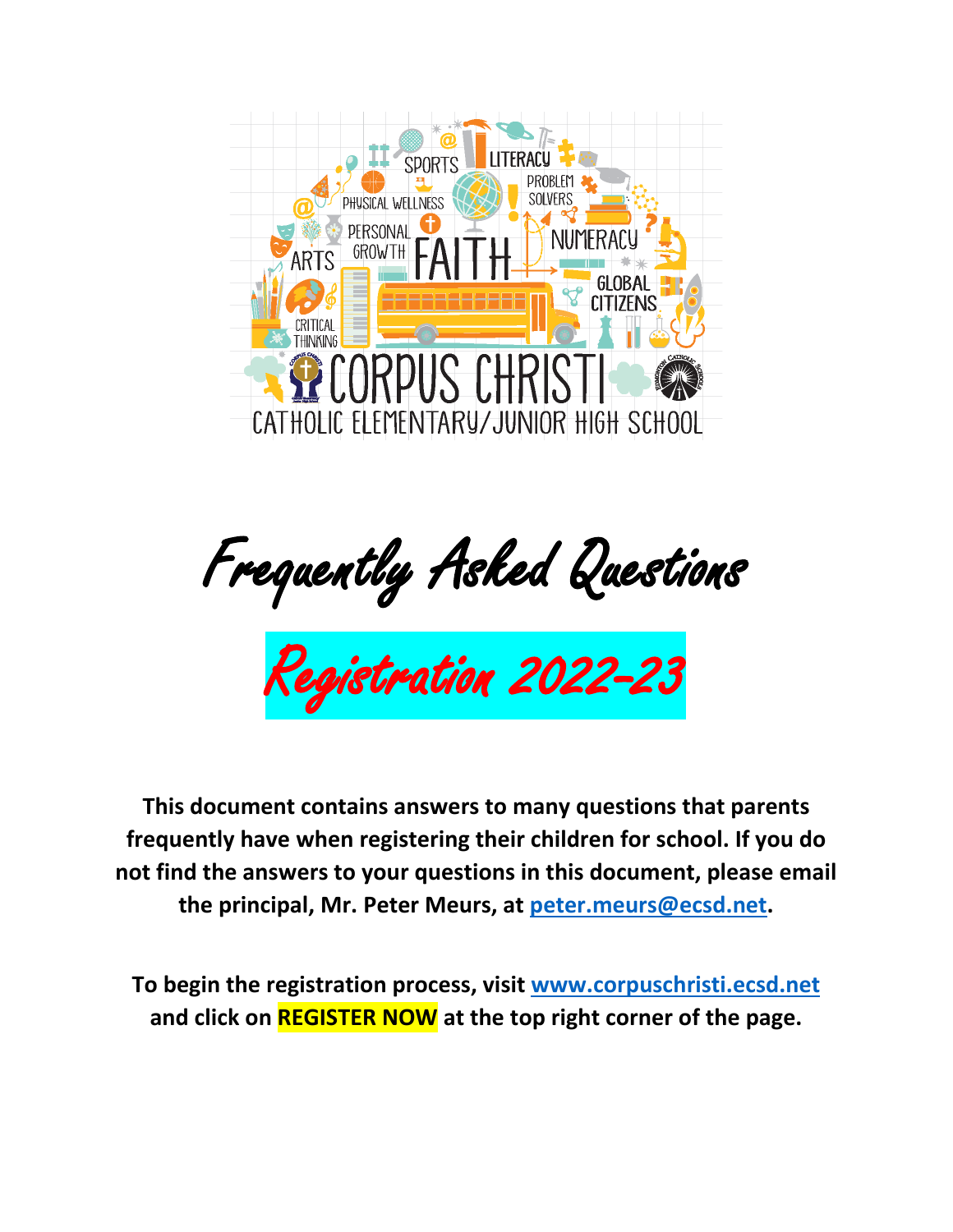# Frequently Asked Questions

## Registration 2022-23

**This document contains answers to many questions that parents frequently have when registering their children for school. If you do not find the answers to your questions in this document, please email the principal, Mr. Peter Meurs, at [peter.meurs@ecsd.net](mailto:peter.meurs@ecsd.net).**

**To begin the registration process, visit [www.corpuschristi.ecsd.net](http://www.corpuschristi.ecsd.net) and click on REGISTER NOW at the top right corner of the page.**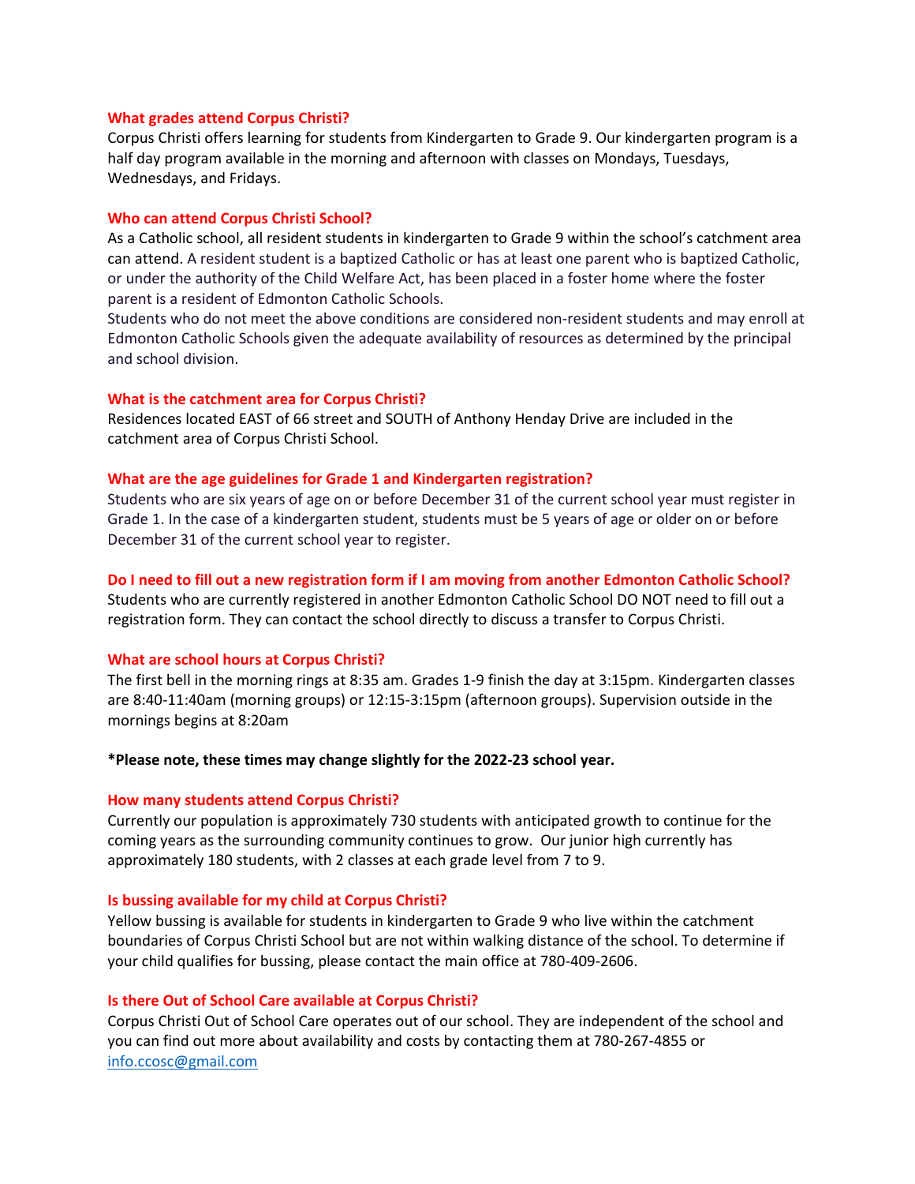### What grades attend Corpus Christi?

Corpus Christi offers learning for students from Kindergarten to Grade 9. Our kindergarten program is a half day program available in the morning and afternoon with classes on Mondays, Tuesdays, Wednesdays, and Fridays.

### Who can attend Corpus Christi School?

As a Catholic school, all resident students in kindergarten to Grade 9 within the school's catchment area can attend. A resident student is a baptized Catholic or has at least one parent who is baptized Catholic, or under the authority of the Child Welfare Act, has been placed in a foster home where the foster parent is a resident of Edmonton Catholic Schools.

Students who do not meet the above conditions are considered non-resident students and may enroll at Edmonton Catholic Schools given the adequate availability of resources as determined by the principal and school division.

### What is the catchment area for Corpus Christi?

Residences located EAST of 66 street and SOUTH of Anthony Henday Drive are included in the catchment area of Corpus Christi School.

### What are the age guidelines for Grade 1 and Kindergarten registration?

Students who are six years of age on or before December 31 of the current school year must register in Grade 1. In the case of a kindergarten student, students must be 5 years of age or older on or before December 31 of the current school year to register.

### Do I need to fill out a new registration form if I am moving from another Edmonton Catholic School?

Students who are currently registered in another Edmonton Catholic School DO NOT need to fill out a registration form. They can contact the school directly to discuss a transfer to Corpus Christi.

### What are school hours at Corpus Christi?

The first bell in the morning rings at 8:35 am. Grades 1-9 finish the day at 3:15pm. Kindergarten classes are 8:40-11:40am (morning groups) or 12:15-3:15pm (afternoon groups). Supervision outside in the mornings begins at 8:20am

**\*Please note, these times may change slightly for the 2022-23 school year.**

### How many students attend Corpus Christi?

Currently our population is approximately 730 students with anticipated growth to continue for the coming years as the surrounding community continues to grow. Our junior high currently has approximately 180 students, with 2 classes at each grade level from 7 to 9.

### Is bussing available for my child at Corpus Christi?

Yellow bussing is available for students in kindergarten to Grade 9 who live within the catchment boundaries of Corpus Christi School but are not within walking distance of the school. To determine if your child qualifies for bussing, please contact the main office at 780-409-2606.

### Is there Out of School Care available at Corpus Christi?

Corpus Christi Out of School Care operates out of our school. They are independent of the school and you can find out more about availability and costs by contacting them at 780-267-4855 or info.ccosc@gmail.com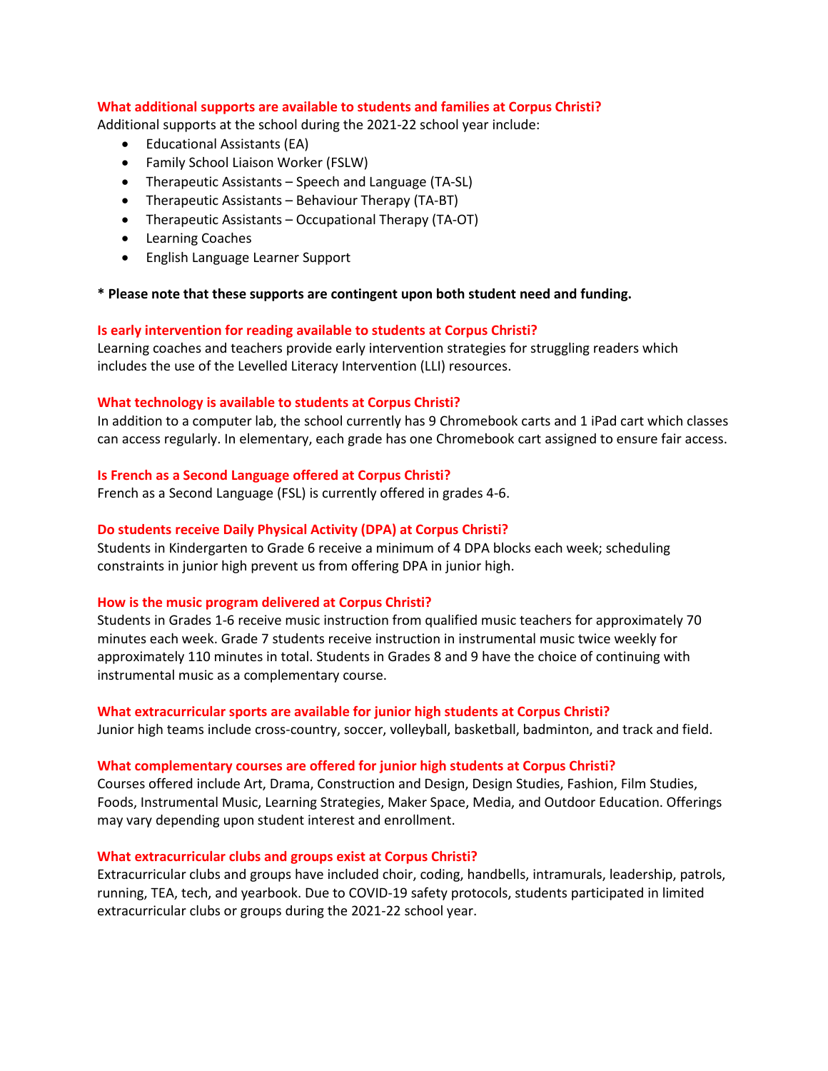### What additional supports are available to students and families at Corpus Christi?

Additional supports at the school during the 2021-22 school year include:

- Educational Assistants (EA)
- Family School Liaison Worker (FSLW)
- Therapeutic Assistants – Speech and Language (TA-SL)
- Therapeutic Assistants – Behaviour Therapy (TA-BT)
- Therapeutic Assistants – Occupational Therapy (TA-OT)
- Learning Coaches
- English Language Learner Support

**\* Please note that these supports are contingent upon both student need and funding.**

### Is early intervention for reading available to students at Corpus Christi?

Learning coaches and teachers provide early intervention strategies for struggling readers which includes the use of the Levelled Literacy Intervention (LLI) resources.

### What technology is available to students at Corpus Christi?

In addition to a computer lab, the school currently has 9 Chromebook carts and 1 iPad cart which classes can access regularly. In elementary, each grade has one Chromebook cart assigned to ensure fair access.

### Is French as a Second Language offered at Corpus Christi?

French as a Second Language (FSL) is currently offered in grades 4-6.

### Do students receive Daily Physical Activity (DPA) at Corpus Christi?

Students in Kindergarten to Grade 6 receive a minimum of 4 DPA blocks each week; scheduling constraints in junior high prevent us from offering DPA in junior high.

### How is the music program delivered at Corpus Christi?

Students in Grades 1-6 receive music instruction from qualified music teachers for approximately 70 minutes each week. Grade 7 students receive instruction in instrumental music twice weekly for approximately 110 minutes in total. Students in Grades 8 and 9 have the choice of continuing with instrumental music as a complementary course.

### What extracurricular sports are available for junior high students at Corpus Christi?

Junior high teams include cross-country, soccer, volleyball, basketball, badminton, and track and field.

### What complementary courses are offered for junior high students at Corpus Christi?

Courses offered include Art, Drama, Construction and Design, Design Studies, Fashion, Film Studies, Foods, Instrumental Music, Learning Strategies, Maker Space, Media, and Outdoor Education. Offerings may vary depending upon student interest and enrollment.

### What extracurricular clubs and groups exist at Corpus Christi?

Extracurricular clubs and groups have included choir, coding, handbells, intramurals, leadership, patrols, running, TEA, tech, and yearbook. Due to COVID-19 safety protocols, students participated in limited extracurricular clubs or groups during the 2021-22 school year.